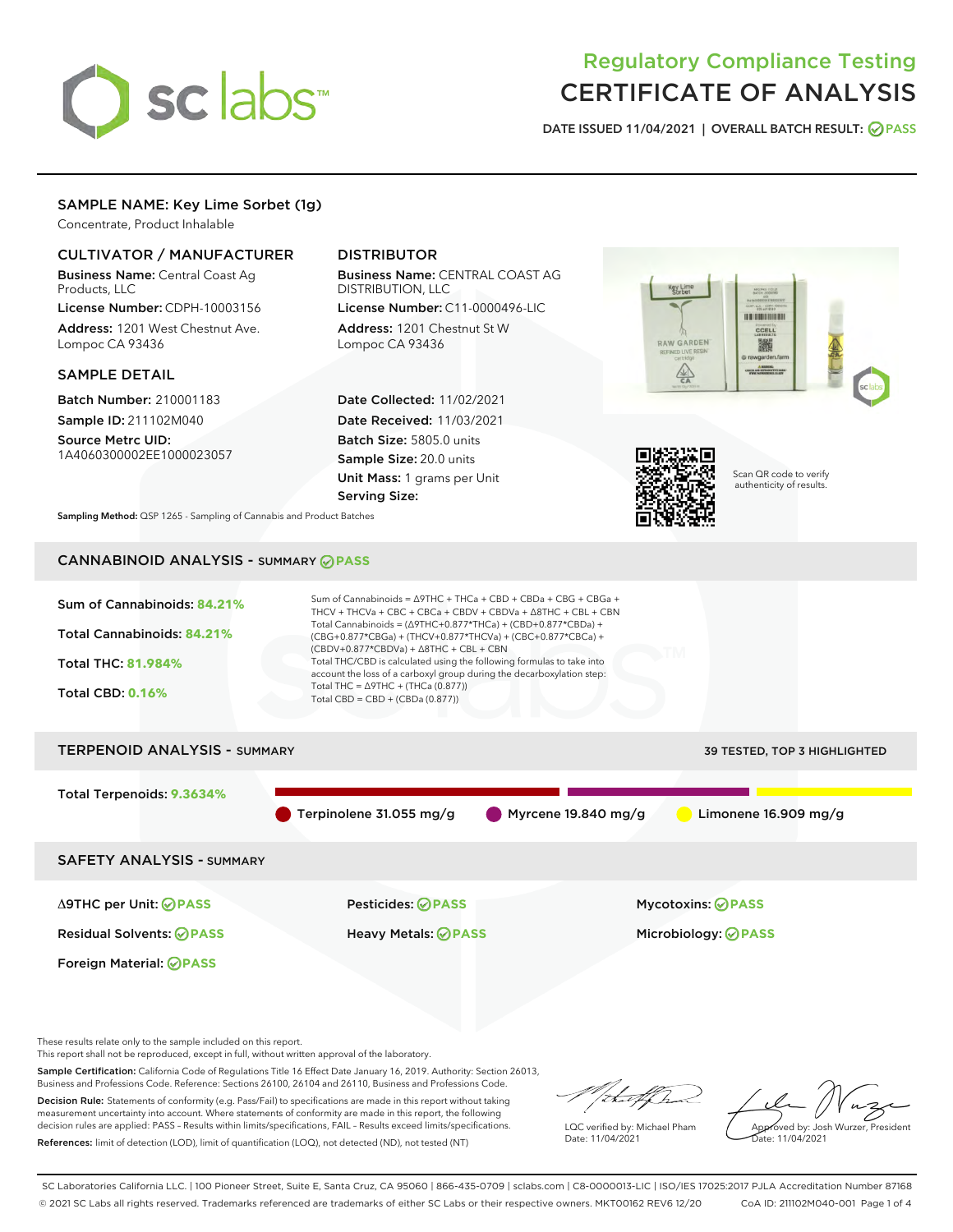# Regulatory Compliance Testing
# CERTIFICATE OF ANALYSIS

DATE ISSUED 11/04/2021 | OVERALL BATCH RESULT: PASS

## SAMPLE NAME: Key Lime Sorbet (1g)

Concentrate, Product Inhalable

### CULTIVATOR / MANUFACTURER

**Business Name:** Central Coast Ag Products, LLC

**License Number:** CDPH-10003156

**Address:** 1201 West Chestnut Ave. Lompoc CA 93436

### DISTRIBUTOR

**Business Name:** CENTRAL COAST AG DISTRIBUTION, LLC

**License Number:** C11-0000496-LIC

**Address:** 1201 Chestnut St W Lompoc CA 93436

### SAMPLE DETAIL

**Batch Number:** 210001183

**Sample ID:** 211102M040

**Source Metrc UID:** 1A4060300002EE1000023057

**Date Collected:** 11/02/2021

**Date Received:** 11/03/2021

**Batch Size:** 5805.0 units

**Sample Size:** 20.0 units

**Unit Mass:** 1 grams per Unit

**Serving Size:**

Scan QR code to verify authenticity of results.

**Sampling Method:** QSP 1265 - Sampling of Cannabis and Product Batches

## CANNABINOID ANALYSIS - SUMMARY PASS

Sum of Cannabinoids: **84.21%**

Total Cannabinoids: **84.21%**

Total THC: **81.984%**

Total CBD: **0.16%**

Sum of Cannabinoids = Δ9THC + THCa + CBD + CBDa + CBG + CBGa + THCV + THCVa + CBC + CBCa + CBDV + CBDVa + Δ8THC + CBL + CBN

Total Cannabinoids = (Δ9THC+0.877*THCa) + (CBD+0.877*CBDa) + (CBG+0.877*CBGa) + (THCV+0.877*THCVa) + (CBC+0.877*CBCa) + (CBDV+0.877*CBDVa) + Δ8THC + CBL + CBN

Total THC/CBD is calculated using the following formulas to take into account the loss of a carboxyl group during the decarboxylation step:

Total THC = Δ9THC + (THCa (0.877))

Total CBD = CBD + (CBDa (0.877))

## TERPENOID ANALYSIS - SUMMARY

39 TESTED, TOP 3 HIGHLIGHTED

Total Terpenoids: **9.3634%**

Terpinolene 31.055 mg/g | Myrcene 19.840 mg/g | Limonene 16.909 mg/g

## SAFETY ANALYSIS - SUMMARY

| | | |
|---|---|---|
| Δ9THC per Unit: PASS | Pesticides: PASS | Mycotoxins: PASS |
| Residual Solvents: PASS | Heavy Metals: PASS | Microbiology: PASS |
| Foreign Material: PASS | | |

These results relate only to the sample included on this report.
This report shall not be reproduced, except in full, without written approval of the laboratory.

**Sample Certification:** California Code of Regulations Title 16 Effect Date January 16, 2019. Authority: Section 26013, Business and Professions Code. Reference: Sections 26100, 26104 and 26110, Business and Professions Code.

**Decision Rule:** Statements of conformity (e.g. Pass/Fail) to specifications are made in this report without taking measurement uncertainty into account. Where statements of conformity are made in this report, the following decision rules are applied: PASS – Results within limits/specifications, FAIL – Results exceed limits/specifications.

**References:** limit of detection (LOD), limit of quantification (LOQ), not detected (ND), not tested (NT)

LQC verified by: Michael Pham
Date: 11/04/2021

Approved by: Josh Wurzer, President
Date: 11/04/2021

SC Laboratories California LLC. | 100 Pioneer Street, Suite E, Santa Cruz, CA 95060 | 866-435-0709 | sclabs.com | C8-0000013-LIC | ISO/IES 17025:2017 PJLA Accreditation Number 87168
© 2021 SC Labs all rights reserved. Trademarks referenced are trademarks of either SC Labs or their respective owners. MKT00162 REV6 12/20 CoA ID: 211102M040-001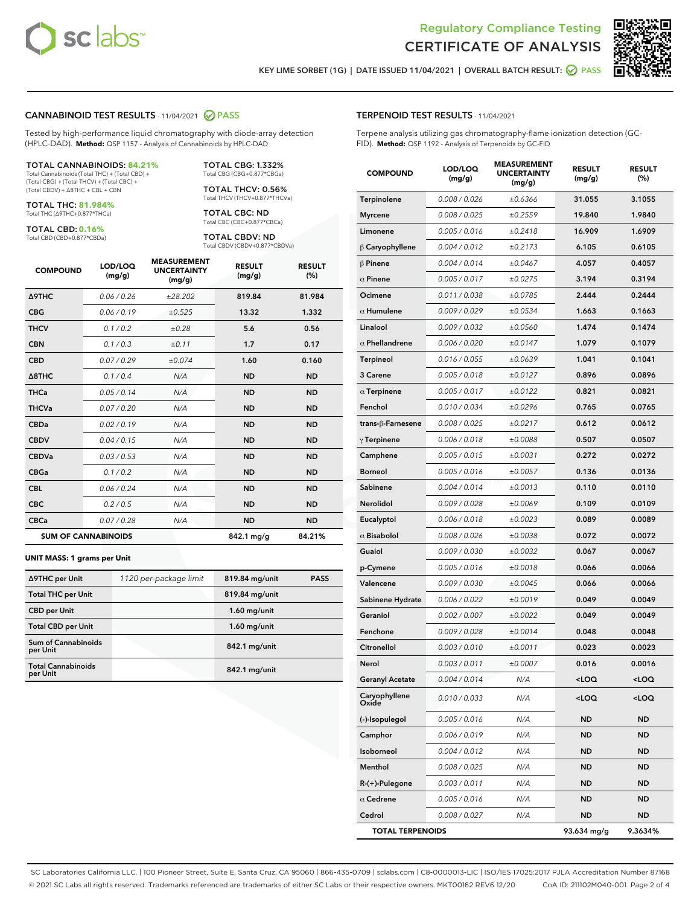# Regulatory Compliance Testing
# CERTIFICATE OF ANALYSIS

KEY LIME SORBET (1G) | DATE ISSUED 11/04/2021 | OVERALL BATCH RESULT: PASS

## CANNABINOID TEST RESULTS - 11/04/2021 PASS

Tested by high-performance liquid chromatography with diode-array detection (HPLC-DAD). **Method:** QSP 1157 - Analysis of Cannabinoids by HPLC-DAD

**TOTAL CANNABINOIDS: 84.21%**
Total Cannabinoids (Total THC) + (Total CBD) + (Total CBG) + (Total THCV) + (Total CBC) + (Total CBDV) + Δ8THC + CBL + CBN

**TOTAL THC: 81.984%**
Total THC (Δ9THC+0.877*THCa)

**TOTAL CBD: 0.16%**
Total CBD (CBD+0.877*CBDa)

**TOTAL CBG: 1.332%**
Total CBG (CBG+0.877*CBGa)

**TOTAL THCV: 0.56%**
Total THCV (THCV+0.877*THCVa)

**TOTAL CBC: ND**
Total CBC (CBC+0.877*CBCa)

**TOTAL CBDV: ND**
Total CBDV (CBDV+0.877*CBDVa)

| COMPOUND | LOD/LOQ (mg/g) | MEASUREMENT UNCERTAINTY (mg/g) | RESULT (mg/g) | RESULT (%) |
|---|---|---|---|---|
| Δ9THC | 0.06 / 0.26 | ±28.202 | 819.84 | 81.984 |
| CBG | 0.06 / 0.19 | ±0.525 | 13.32 | 1.332 |
| THCV | 0.1 / 0.2 | ±0.28 | 5.6 | 0.56 |
| CBN | 0.1 / 0.3 | ±0.11 | 1.7 | 0.17 |
| CBD | 0.07 / 0.29 | ±0.074 | 1.60 | 0.160 |
| Δ8THC | 0.1 / 0.4 | N/A | ND | ND |
| THCa | 0.05 / 0.14 | N/A | ND | ND |
| THCVa | 0.07 / 0.20 | N/A | ND | ND |
| CBDa | 0.02 / 0.19 | N/A | ND | ND |
| CBDV | 0.04 / 0.15 | N/A | ND | ND |
| CBDVa | 0.03 / 0.53 | N/A | ND | ND |
| CBGa | 0.1 / 0.2 | N/A | ND | ND |
| CBL | 0.06 / 0.24 | N/A | ND | ND |
| CBC | 0.2 / 0.5 | N/A | ND | ND |
| CBCa | 0.07 / 0.28 | N/A | ND | ND |
| **SUM OF CANNABINOIDS** | | | **842.1 mg/g** | **84.21%** |

### UNIT MASS: 1 grams per Unit

| | | | |
|---|---|---|---|
| Δ9THC per Unit | 1120 per-package limit | 819.84 mg/unit | PASS |
| Total THC per Unit | | 819.84 mg/unit | |
| CBD per Unit | | 1.60 mg/unit | |
| Total CBD per Unit | | 1.60 mg/unit | |
| Sum of Cannabinoids per Unit | | 842.1 mg/unit | |
| Total Cannabinoids per Unit | | 842.1 mg/unit | |

## TERPENOID TEST RESULTS - 11/04/2021

Terpene analysis utilizing gas chromatography-flame ionization detection (GC-FID). **Method:** QSP 1192 - Analysis of Terpenoids by GC-FID

| COMPOUND | LOD/LOQ (mg/g) | MEASUREMENT UNCERTAINTY (mg/g) | RESULT (mg/g) | RESULT (%) |
|---|---|---|---|---|
| Terpinolene | 0.008 / 0.026 | ±0.6366 | 31.055 | 3.1055 |
| Myrcene | 0.008 / 0.025 | ±0.2559 | 19.840 | 1.9840 |
| Limonene | 0.005 / 0.016 | ±0.2418 | 16.909 | 1.6909 |
| β Caryophyllene | 0.004 / 0.012 | ±0.2173 | 6.105 | 0.6105 |
| β Pinene | 0.004 / 0.014 | ±0.0467 | 4.057 | 0.4057 |
| α Pinene | 0.005 / 0.017 | ±0.0275 | 3.194 | 0.3194 |
| Ocimene | 0.011 / 0.038 | ±0.0785 | 2.444 | 0.2444 |
| α Humulene | 0.009 / 0.029 | ±0.0534 | 1.663 | 0.1663 |
| Linalool | 0.009 / 0.032 | ±0.0560 | 1.474 | 0.1474 |
| α Phellandrene | 0.006 / 0.020 | ±0.0147 | 1.079 | 0.1079 |
| Terpineol | 0.016 / 0.055 | ±0.0639 | 1.041 | 0.1041 |
| 3 Carene | 0.005 / 0.018 | ±0.0127 | 0.896 | 0.0896 |
| α Terpinene | 0.005 / 0.017 | ±0.0122 | 0.821 | 0.0821 |
| Fenchol | 0.010 / 0.034 | ±0.0296 | 0.765 | 0.0765 |
| trans-β-Farnesene | 0.008 / 0.025 | ±0.0217 | 0.612 | 0.0612 |
| γ Terpinene | 0.006 / 0.018 | ±0.0088 | 0.507 | 0.0507 |
| Camphene | 0.005 / 0.015 | ±0.0031 | 0.272 | 0.0272 |
| Borneol | 0.005 / 0.016 | ±0.0057 | 0.136 | 0.0136 |
| Sabinene | 0.004 / 0.014 | ±0.0013 | 0.110 | 0.0110 |
| Nerolidol | 0.009 / 0.028 | ±0.0069 | 0.109 | 0.0109 |
| Eucalyptol | 0.006 / 0.018 | ±0.0023 | 0.089 | 0.0089 |
| α Bisabolol | 0.008 / 0.026 | ±0.0038 | 0.072 | 0.0072 |
| Guaiol | 0.009 / 0.030 | ±0.0032 | 0.067 | 0.0067 |
| p-Cymene | 0.005 / 0.016 | ±0.0018 | 0.066 | 0.0066 |
| Valencene | 0.009 / 0.030 | ±0.0045 | 0.066 | 0.0066 |
| Sabinene Hydrate | 0.006 / 0.022 | ±0.0019 | 0.049 | 0.0049 |
| Geraniol | 0.002 / 0.007 | ±0.0022 | 0.049 | 0.0049 |
| Fenchone | 0.009 / 0.028 | ±0.0014 | 0.048 | 0.0048 |
| Citronellol | 0.003 / 0.010 | ±0.0011 | 0.023 | 0.0023 |
| Nerol | 0.003 / 0.011 | ±0.0007 | 0.016 | 0.0016 |
| Geranyl Acetate | 0.004 / 0.014 | N/A | <LOQ | <LOQ |
| Caryophyllene Oxide | 0.010 / 0.033 | N/A | <LOQ | <LOQ |
| (-)-Isopulegol | 0.005 / 0.016 | N/A | ND | ND |
| Camphor | 0.006 / 0.019 | N/A | ND | ND |
| Isoborneol | 0.004 / 0.012 | N/A | ND | ND |
| Menthol | 0.008 / 0.025 | N/A | ND | ND |
| R-(+)-Pulegone | 0.003 / 0.011 | N/A | ND | ND |
| α Cedrene | 0.005 / 0.016 | N/A | ND | ND |
| Cedrol | 0.008 / 0.027 | N/A | ND | ND |
| **TOTAL TERPENOIDS** | | | **93.634 mg/g** | **9.3634%** |

SC Laboratories California LLC. | 100 Pioneer Street, Suite E, Santa Cruz, CA 95060 | 866-435-0709 | sclabs.com | C8-0000013-LIC | ISO/IES 17025:2017 PJLA Accreditation Number 87168
© 2021 SC Labs all rights reserved. Trademarks referenced are trademarks of either SC Labs or their respective owners. MKT00162 REV6 12/20 CoA ID: 211102M040-001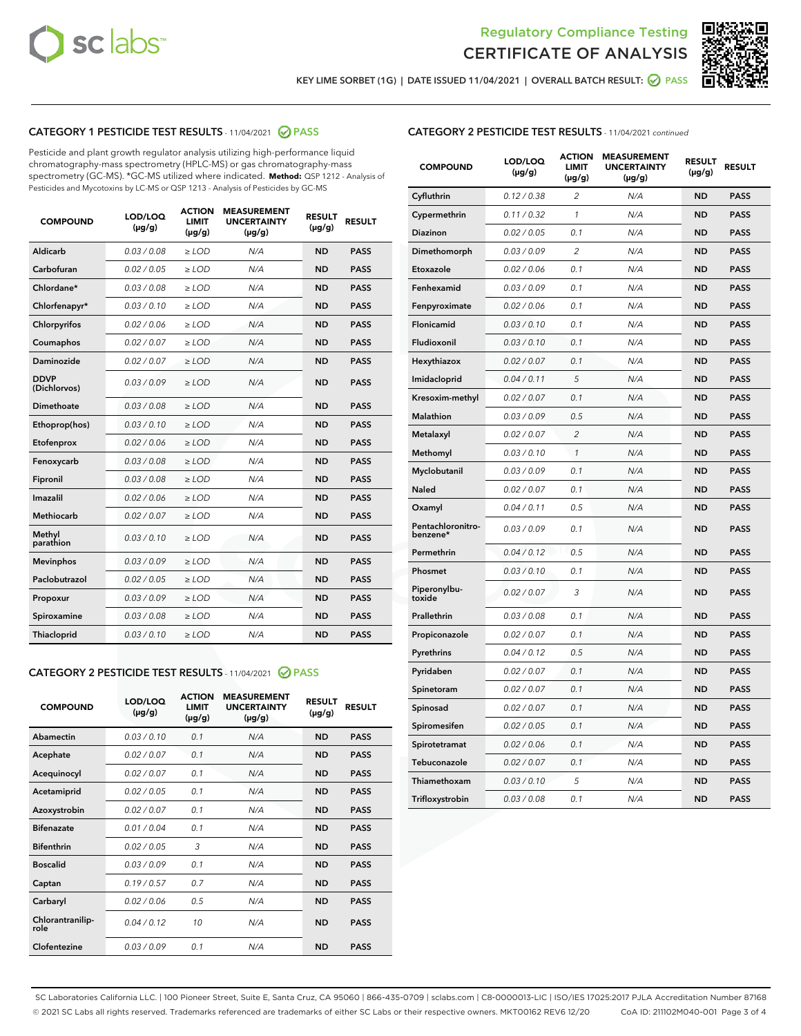# Regulatory Compliance Testing
# CERTIFICATE OF ANALYSIS

KEY LIME SORBET (1G) | DATE ISSUED 11/04/2021 | OVERALL BATCH RESULT: PASS

## CATEGORY 1 PESTICIDE TEST RESULTS - 11/04/2021 PASS

Pesticide and plant growth regulator analysis utilizing high-performance liquid chromatography-mass spectrometry (HPLC-MS) or gas chromatography-mass spectrometry (GC-MS). *GC-MS utilized where indicated. **Method:** QSP 1212 - Analysis of Pesticides and Mycotoxins by LC-MS or QSP 1213 - Analysis of Pesticides by GC-MS

| COMPOUND | LOD/LOQ (µg/g) | ACTION LIMIT (µg/g) | MEASUREMENT UNCERTAINTY (µg/g) | RESULT (µg/g) | RESULT |
|---|---|---|---|---|---|
| Aldicarb | 0.03 / 0.08 | ≥ LOD | N/A | ND | PASS |
| Carbofuran | 0.02 / 0.05 | ≥ LOD | N/A | ND | PASS |
| Chlordane* | 0.03 / 0.08 | ≥ LOD | N/A | ND | PASS |
| Chlorfenapyr* | 0.03 / 0.10 | ≥ LOD | N/A | ND | PASS |
| Chlorpyrifos | 0.02 / 0.06 | ≥ LOD | N/A | ND | PASS |
| Coumaphos | 0.02 / 0.07 | ≥ LOD | N/A | ND | PASS |
| Daminozide | 0.02 / 0.07 | ≥ LOD | N/A | ND | PASS |
| DDVP (Dichlorvos) | 0.03 / 0.09 | ≥ LOD | N/A | ND | PASS |
| Dimethoate | 0.03 / 0.08 | ≥ LOD | N/A | ND | PASS |
| Ethoprop(hos) | 0.03 / 0.10 | ≥ LOD | N/A | ND | PASS |
| Etofenprox | 0.02 / 0.06 | ≥ LOD | N/A | ND | PASS |
| Fenoxycarb | 0.03 / 0.08 | ≥ LOD | N/A | ND | PASS |
| Fipronil | 0.03 / 0.08 | ≥ LOD | N/A | ND | PASS |
| Imazalil | 0.02 / 0.06 | ≥ LOD | N/A | ND | PASS |
| Methiocarb | 0.02 / 0.07 | ≥ LOD | N/A | ND | PASS |
| Methyl parathion | 0.03 / 0.10 | ≥ LOD | N/A | ND | PASS |
| Mevinphos | 0.03 / 0.09 | ≥ LOD | N/A | ND | PASS |
| Paclobutrazol | 0.02 / 0.05 | ≥ LOD | N/A | ND | PASS |
| Propoxur | 0.03 / 0.09 | ≥ LOD | N/A | ND | PASS |
| Spiroxamine | 0.03 / 0.08 | ≥ LOD | N/A | ND | PASS |
| Thiacloprid | 0.03 / 0.10 | ≥ LOD | N/A | ND | PASS |

## CATEGORY 2 PESTICIDE TEST RESULTS - 11/04/2021 PASS

| COMPOUND | LOD/LOQ (µg/g) | ACTION LIMIT (µg/g) | MEASUREMENT UNCERTAINTY (µg/g) | RESULT (µg/g) | RESULT |
|---|---|---|---|---|---|
| Abamectin | 0.03 / 0.10 | 0.1 | N/A | ND | PASS |
| Acephate | 0.02 / 0.07 | 0.1 | N/A | ND | PASS |
| Acequinocyl | 0.02 / 0.07 | 0.1 | N/A | ND | PASS |
| Acetamiprid | 0.02 / 0.05 | 0.1 | N/A | ND | PASS |
| Azoxystrobin | 0.02 / 0.07 | 0.1 | N/A | ND | PASS |
| Bifenazate | 0.01 / 0.04 | 0.1 | N/A | ND | PASS |
| Bifenthrin | 0.02 / 0.05 | 3 | N/A | ND | PASS |
| Boscalid | 0.03 / 0.09 | 0.1 | N/A | ND | PASS |
| Captan | 0.19 / 0.57 | 0.7 | N/A | ND | PASS |
| Carbaryl | 0.02 / 0.06 | 0.5 | N/A | ND | PASS |
| Chlorantraniliprole | 0.04 / 0.12 | 10 | N/A | ND | PASS |
| Clofentezine | 0.03 / 0.09 | 0.1 | N/A | ND | PASS |
| Cyfluthrin | 0.12 / 0.38 | 2 | N/A | ND | PASS |
| Cypermethrin | 0.11 / 0.32 | 1 | N/A | ND | PASS |
| Diazinon | 0.02 / 0.05 | 0.1 | N/A | ND | PASS |
| Dimethomorph | 0.03 / 0.09 | 2 | N/A | ND | PASS |
| Etoxazole | 0.02 / 0.06 | 0.1 | N/A | ND | PASS |
| Fenhexamid | 0.03 / 0.09 | 0.1 | N/A | ND | PASS |
| Fenpyroximate | 0.02 / 0.06 | 0.1 | N/A | ND | PASS |
| Flonicamid | 0.03 / 0.10 | 0.1 | N/A | ND | PASS |
| Fludioxonil | 0.03 / 0.10 | 0.1 | N/A | ND | PASS |
| Hexythiazox | 0.02 / 0.07 | 0.1 | N/A | ND | PASS |
| Imidacloprid | 0.04 / 0.11 | 5 | N/A | ND | PASS |
| Kresoxim-methyl | 0.02 / 0.07 | 0.1 | N/A | ND | PASS |
| Malathion | 0.03 / 0.09 | 0.5 | N/A | ND | PASS |
| Metalaxyl | 0.02 / 0.07 | 2 | N/A | ND | PASS |
| Methomyl | 0.03 / 0.10 | 1 | N/A | ND | PASS |
| Myclobutanil | 0.03 / 0.09 | 0.1 | N/A | ND | PASS |
| Naled | 0.02 / 0.07 | 0.1 | N/A | ND | PASS |
| Oxamyl | 0.04 / 0.11 | 0.5 | N/A | ND | PASS |
| Pentachloronitrobenzene* | 0.03 / 0.09 | 0.1 | N/A | ND | PASS |
| Permethrin | 0.04 / 0.12 | 0.5 | N/A | ND | PASS |
| Phosmet | 0.03 / 0.10 | 0.1 | N/A | ND | PASS |
| Piperonylbutoxide | 0.02 / 0.07 | 3 | N/A | ND | PASS |
| Prallethrin | 0.03 / 0.08 | 0.1 | N/A | ND | PASS |
| Propiconazole | 0.02 / 0.07 | 0.1 | N/A | ND | PASS |
| Pyrethrins | 0.04 / 0.12 | 0.5 | N/A | ND | PASS |
| Pyridaben | 0.02 / 0.07 | 0.1 | N/A | ND | PASS |
| Spinetoram | 0.02 / 0.07 | 0.1 | N/A | ND | PASS |
| Spinosad | 0.02 / 0.07 | 0.1 | N/A | ND | PASS |
| Spiromesifen | 0.02 / 0.05 | 0.1 | N/A | ND | PASS |
| Spirotetramat | 0.02 / 0.06 | 0.1 | N/A | ND | PASS |
| Tebuconazole | 0.02 / 0.07 | 0.1 | N/A | ND | PASS |
| Thiamethoxam | 0.03 / 0.10 | 5 | N/A | ND | PASS |
| Trifloxystrobin | 0.03 / 0.08 | 0.1 | N/A | ND | PASS |

SC Laboratories California LLC. | 100 Pioneer Street, Suite E, Santa Cruz, CA 95060 | 866-435-0709 | sclabs.com | C8-0000013-LIC | ISO/IES 17025:2017 PJLA Accreditation Number 87168
© 2021 SC Labs all rights reserved. Trademarks referenced are trademarks of either SC Labs or their respective owners. MKT00162 REV6 12/20 CoA ID: 211102M040-001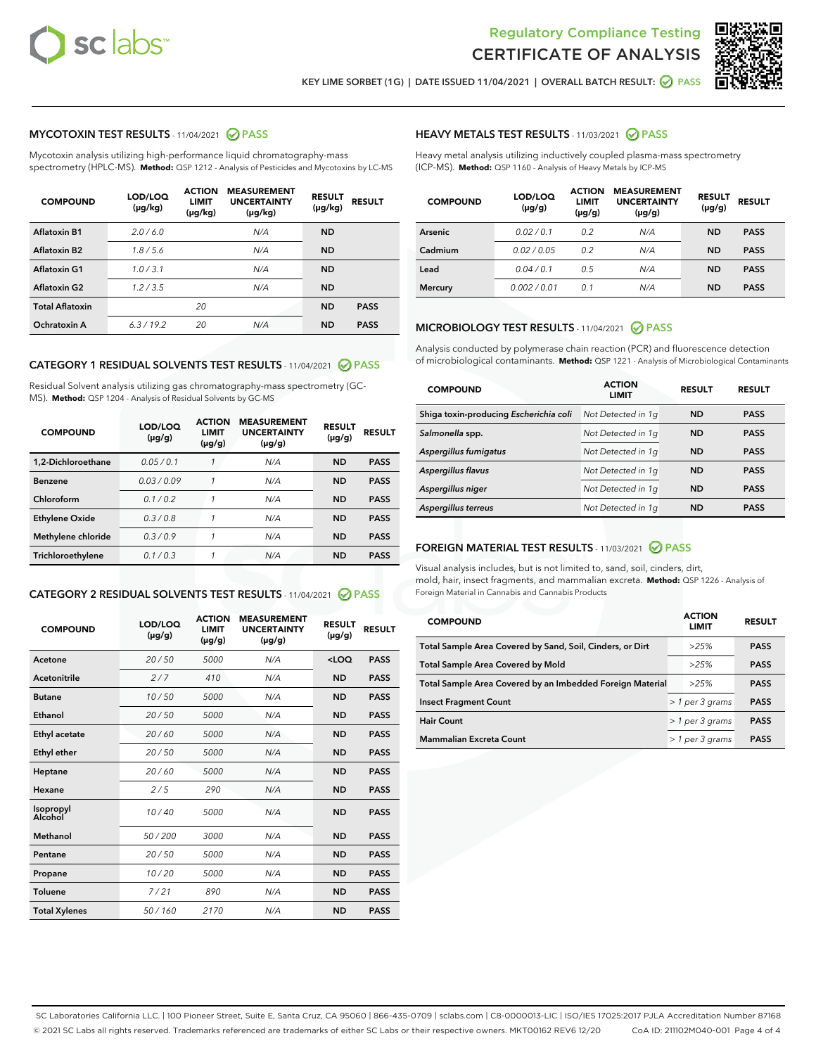Regulatory Compliance Testing
# CERTIFICATE OF ANALYSIS

KEY LIME SORBET (1G) | DATE ISSUED 11/04/2021 | OVERALL BATCH RESULT: PASS

## MYCOTOXIN TEST RESULTS - 11/04/2021 PASS

Mycotoxin analysis utilizing high-performance liquid chromatography-mass spectrometry (HPLC-MS). **Method:** QSP 1212 - Analysis of Pesticides and Mycotoxins by LC-MS

| COMPOUND | LOD/LOQ (μg/kg) | ACTION LIMIT (μg/kg) | MEASUREMENT UNCERTAINTY (μg/kg) | RESULT (μg/kg) | RESULT |
|---|---|---|---|---|---|
| Aflatoxin B1 | 2.0 / 6.0 | | N/A | ND | |
| Aflatoxin B2 | 1.8 / 5.6 | | N/A | ND | |
| Aflatoxin G1 | 1.0 / 3.1 | | N/A | ND | |
| Aflatoxin G2 | 1.2 / 3.5 | | N/A | ND | |
| Total Aflatoxin | | 20 | | ND | PASS |
| Ochratoxin A | 6.3 / 19.2 | 20 | N/A | ND | PASS |

## CATEGORY 1 RESIDUAL SOLVENTS TEST RESULTS - 11/04/2021 PASS

Residual Solvent analysis utilizing gas chromatography-mass spectrometry (GC-MS). **Method:** QSP 1204 - Analysis of Residual Solvents by GC-MS

| COMPOUND | LOD/LOQ (μg/g) | ACTION LIMIT (μg/g) | MEASUREMENT UNCERTAINTY (μg/g) | RESULT (μg/g) | RESULT |
|---|---|---|---|---|---|
| 1,2-Dichloroethane | 0.05 / 0.1 | 1 | N/A | ND | PASS |
| Benzene | 0.03 / 0.09 | 1 | N/A | ND | PASS |
| Chloroform | 0.1 / 0.2 | 1 | N/A | ND | PASS |
| Ethylene Oxide | 0.3 / 0.8 | 1 | N/A | ND | PASS |
| Methylene chloride | 0.3 / 0.9 | 1 | N/A | ND | PASS |
| Trichloroethylene | 0.1 / 0.3 | 1 | N/A | ND | PASS |

## CATEGORY 2 RESIDUAL SOLVENTS TEST RESULTS - 11/04/2021 PASS

| COMPOUND | LOD/LOQ (μg/g) | ACTION LIMIT (μg/g) | MEASUREMENT UNCERTAINTY (μg/g) | RESULT (μg/g) | RESULT |
|---|---|---|---|---|---|
| Acetone | 20 / 50 | 5000 | N/A | <LOQ | PASS |
| Acetonitrile | 2 / 7 | 410 | N/A | ND | PASS |
| Butane | 10 / 50 | 5000 | N/A | ND | PASS |
| Ethanol | 20 / 50 | 5000 | N/A | ND | PASS |
| Ethyl acetate | 20 / 60 | 5000 | N/A | ND | PASS |
| Ethyl ether | 20 / 50 | 5000 | N/A | ND | PASS |
| Heptane | 20 / 60 | 5000 | N/A | ND | PASS |
| Hexane | 2 / 5 | 290 | N/A | ND | PASS |
| Isopropyl Alcohol | 10 / 40 | 5000 | N/A | ND | PASS |
| Methanol | 50 / 200 | 3000 | N/A | ND | PASS |
| Pentane | 20 / 50 | 5000 | N/A | ND | PASS |
| Propane | 10 / 20 | 5000 | N/A | ND | PASS |
| Toluene | 7 / 21 | 890 | N/A | ND | PASS |
| Total Xylenes | 50 / 160 | 2170 | N/A | ND | PASS |

## HEAVY METALS TEST RESULTS - 11/03/2021 PASS

Heavy metal analysis utilizing inductively coupled plasma-mass spectrometry (ICP-MS). **Method:** QSP 1160 - Analysis of Heavy Metals by ICP-MS

| COMPOUND | LOD/LOQ (μg/g) | ACTION LIMIT (μg/g) | MEASUREMENT UNCERTAINTY (μg/g) | RESULT (μg/g) | RESULT |
|---|---|---|---|---|---|
| Arsenic | 0.02 / 0.1 | 0.2 | N/A | ND | PASS |
| Cadmium | 0.02 / 0.05 | 0.2 | N/A | ND | PASS |
| Lead | 0.04 / 0.1 | 0.5 | N/A | ND | PASS |
| Mercury | 0.002 / 0.01 | 0.1 | N/A | ND | PASS |

## MICROBIOLOGY TEST RESULTS - 11/04/2021 PASS

Analysis conducted by polymerase chain reaction (PCR) and fluorescence detection of microbiological contaminants. **Method:** QSP 1221 - Analysis of Microbiological Contaminants

| COMPOUND | ACTION LIMIT | RESULT | RESULT |
|---|---|---|---|
| Shiga toxin-producing *Escherichia coli* | Not Detected in 1g | ND | PASS |
| *Salmonella* spp. | Not Detected in 1g | ND | PASS |
| *Aspergillus fumigatus* | Not Detected in 1g | ND | PASS |
| *Aspergillus flavus* | Not Detected in 1g | ND | PASS |
| *Aspergillus niger* | Not Detected in 1g | ND | PASS |
| *Aspergillus terreus* | Not Detected in 1g | ND | PASS |

## FOREIGN MATERIAL TEST RESULTS - 11/03/2021 PASS

Visual analysis includes, but is not limited to, sand, soil, cinders, dirt, mold, hair, insect fragments, and mammalian excreta. **Method:** QSP 1226 - Analysis of Foreign Material in Cannabis and Cannabis Products

| COMPOUND | ACTION LIMIT | RESULT |
|---|---|---|
| Total Sample Area Covered by Sand, Soil, Cinders, or Dirt | >25% | PASS |
| Total Sample Area Covered by Mold | >25% | PASS |
| Total Sample Area Covered by an Imbedded Foreign Material | >25% | PASS |
| Insect Fragment Count | > 1 per 3 grams | PASS |
| Hair Count | > 1 per 3 grams | PASS |
| Mammalian Excreta Count | > 1 per 3 grams | PASS |

SC Laboratories California LLC. | 100 Pioneer Street, Suite E, Santa Cruz, CA 95060 | 866-435-0709 | sclabs.com | C8-0000013-LIC | ISO/IES 17025:2017 PJLA Accreditation Number 87168
© 2021 SC Labs all rights reserved. Trademarks referenced are trademarks of either SC Labs or their respective owners. MKT00162 REV6 12/20 CoA ID: 211102M040-001